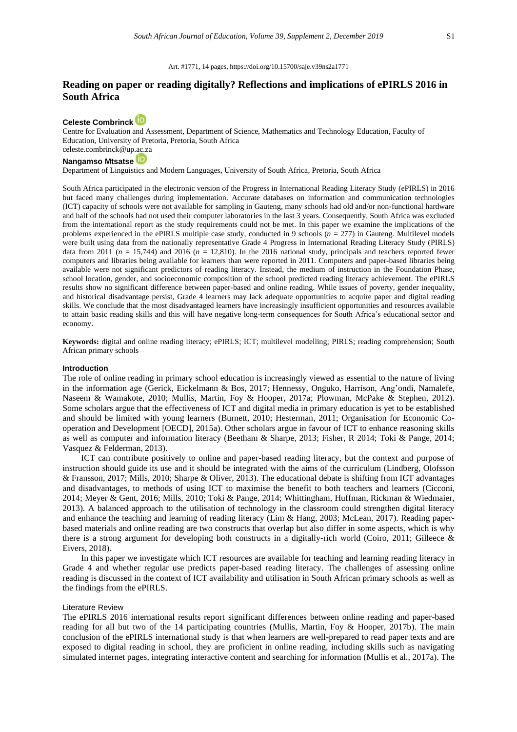Art. #1771, 14 pages, https://doi.org/10.15700/saje.v39ns2a1771

# Reading on paper or reading digitally? Reflections and implications of ePIRLS 2016 in South Africa

**Celeste Combrinck**

Centre for Evaluation and Assessment, Department of Science, Mathematics and Technology Education, Faculty of Education, University of Pretoria, Pretoria, South Africa
celeste.combrinck@up.ac.za

**Nangamso Mtsatse**

Department of Linguistics and Modern Languages, University of South Africa, Pretoria, South Africa

South Africa participated in the electronic version of the Progress in International Reading Literacy Study (ePIRLS) in 2016 but faced many challenges during implementation. Accurate databases on information and communication technologies (ICT) capacity of schools were not available for sampling in Gauteng, many schools had old and/or non-functional hardware and half of the schools had not used their computer laboratories in the last 3 years. Consequently, South Africa was excluded from the international report as the study requirements could not be met. In this paper we examine the implications of the problems experienced in the ePIRLS multiple case study, conducted in 9 schools ($n$ = 277) in Gauteng. Multilevel models were built using data from the nationally representative Grade 4 Progress in International Reading Literacy Study (PIRLS) data from 2011 ($n$ = 15,744) and 2016 ($n$ = 12,810). In the 2016 national study, principals and teachers reported fewer computers and libraries being available for learners than were reported in 2011. Computers and paper-based libraries being available were not significant predictors of reading literacy. Instead, the medium of instruction in the Foundation Phase, school location, gender, and socioeconomic composition of the school predicted reading literacy achievement. The ePIRLS results show no significant difference between paper-based and online reading. While issues of poverty, gender inequality, and historical disadvantage persist, Grade 4 learners may lack adequate opportunities to acquire paper and digital reading skills. We conclude that the most disadvantaged learners have increasingly insufficient opportunities and resources available to attain basic reading skills and this will have negative long-term consequences for South Africa's educational sector and economy.

**Keywords:** digital and online reading literacy; ePIRLS; ICT; multilevel modelling; PIRLS; reading comprehension; South African primary schools

## Introduction

The role of online reading in primary school education is increasingly viewed as essential to the nature of living in the information age (Gerick, Eickelmann & Bos, 2017; Hennessy, Onguko, Harrison, Ang'ondi, Namalefe, Naseem & Wamakote, 2010; Mullis, Martin, Foy & Hooper, 2017a; Plowman, McPake & Stephen, 2012). Some scholars argue that the effectiveness of ICT and digital media in primary education is yet to be established and should be limited with young learners (Burnett, 2010; Hesterman, 2011; Organisation for Economic Co-operation and Development [OECD], 2015a). Other scholars argue in favour of ICT to enhance reasoning skills as well as computer and information literacy (Beetham & Sharpe, 2013; Fisher, R 2014; Toki & Pange, 2014; Vasquez & Felderman, 2013).

ICT can contribute positively to online and paper-based reading literacy, but the context and purpose of instruction should guide its use and it should be integrated with the aims of the curriculum (Lindberg, Olofsson & Fransson, 2017; Mills, 2010; Sharpe & Oliver, 2013). The educational debate is shifting from ICT advantages and disadvantages, to methods of using ICT to maximise the benefit to both teachers and learners (Cicconi, 2014; Meyer & Gent, 2016; Mills, 2010; Toki & Pange, 2014; Whittingham, Huffman, Rickman & Wiedmaier, 2013). A balanced approach to the utilisation of technology in the classroom could strengthen digital literacy and enhance the teaching and learning of reading literacy (Lim & Hang, 2003; McLean, 2017). Reading paper-based materials and online reading are two constructs that overlap but also differ in some aspects, which is why there is a strong argument for developing both constructs in a digitally-rich world (Coiro, 2011; Gilleece & Eivers, 2018).

In this paper we investigate which ICT resources are available for teaching and learning reading literacy in Grade 4 and whether regular use predicts paper-based reading literacy. The challenges of assessing online reading is discussed in the context of ICT availability and utilisation in South African primary schools as well as the findings from the ePIRLS.

### Literature Review

The ePIRLS 2016 international results report significant differences between online reading and paper-based reading for all but two of the 14 participating countries (Mullis, Martin, Foy & Hooper, 2017b). The main conclusion of the ePIRLS international study is that when learners are well-prepared to read paper texts and are exposed to digital reading in school, they are proficient in online reading, including skills such as navigating simulated internet pages, integrating interactive content and searching for information (Mullis et al., 2017a). The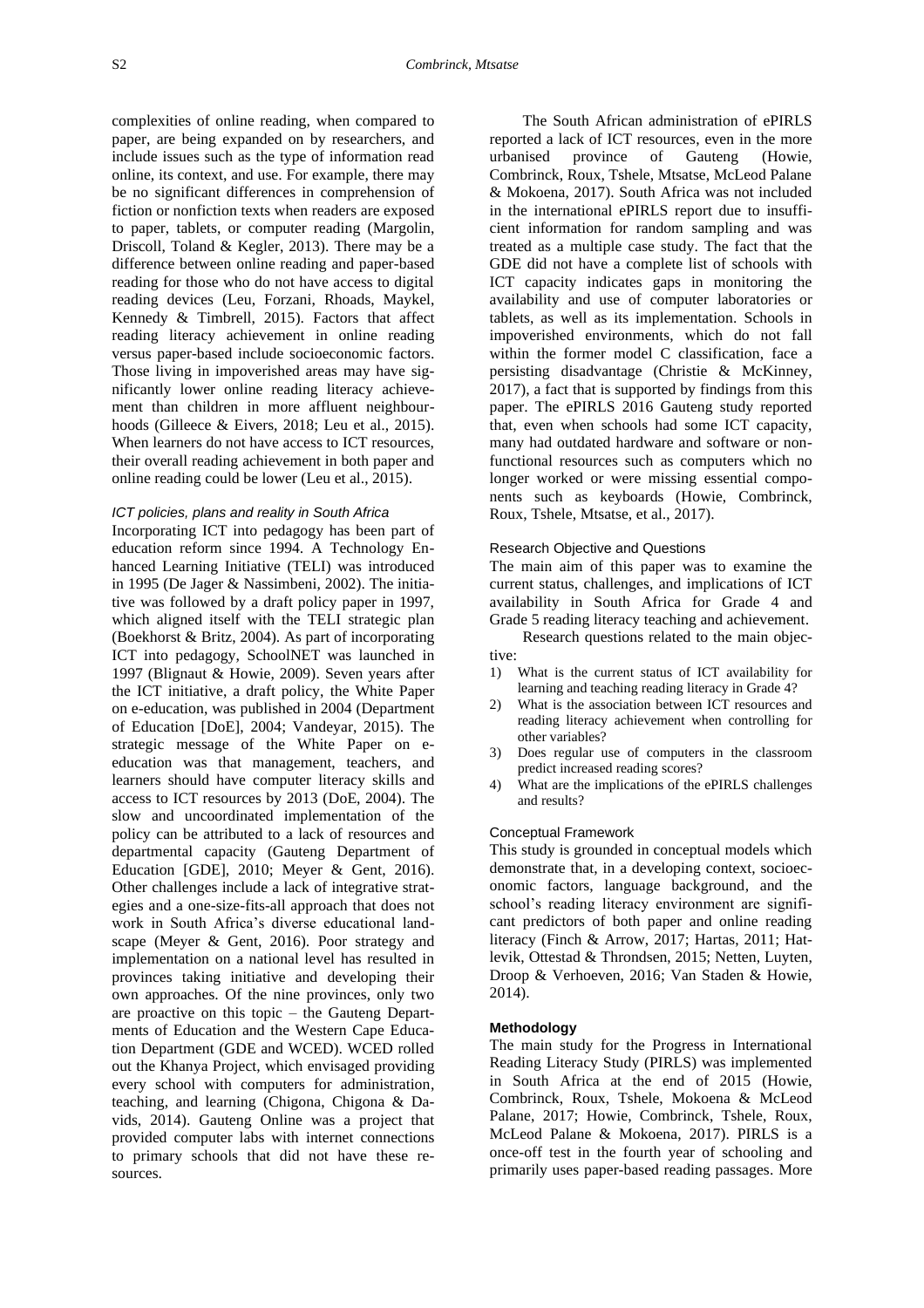complexities of online reading, when compared to paper, are being expanded on by researchers, and include issues such as the type of information read online, its context, and use. For example, there may be no significant differences in comprehension of fiction or nonfiction texts when readers are exposed to paper, tablets, or computer reading (Margolin, Driscoll, Toland & Kegler, 2013). There may be a difference between online reading and paper-based reading for those who do not have access to digital reading devices (Leu, Forzani, Rhoads, Maykel, Kennedy & Timbrell, 2015). Factors that affect reading literacy achievement in online reading versus paper-based include socioeconomic factors. Those living in impoverished areas may have significantly lower online reading literacy achievement than children in more affluent neighbourhoods (Gilleece & Eivers, 2018; Leu et al., 2015). When learners do not have access to ICT resources, their overall reading achievement in both paper and online reading could be lower (Leu et al., 2015).

### *ICT policies, plans and reality in South Africa*

Incorporating ICT into pedagogy has been part of education reform since 1994. A Technology Enhanced Learning Initiative (TELI) was introduced in 1995 (De Jager & Nassimbeni, 2002). The initiative was followed by a draft policy paper in 1997, which aligned itself with the TELI strategic plan (Boekhorst & Britz, 2004). As part of incorporating ICT into pedagogy, SchoolNET was launched in 1997 (Blignaut & Howie, 2009). Seven years after the ICT initiative, a draft policy, the White Paper on e-education, was published in 2004 (Department of Education [DoE], 2004; Vandeyar, 2015). The strategic message of the White Paper on e-education was that management, teachers, and learners should have computer literacy skills and access to ICT resources by 2013 (DoE, 2004). The slow and uncoordinated implementation of the policy can be attributed to a lack of resources and departmental capacity (Gauteng Department of Education [GDE], 2010; Meyer & Gent, 2016). Other challenges include a lack of integrative strategies and a one-size-fits-all approach that does not work in South Africa's diverse educational landscape (Meyer & Gent, 2016). Poor strategy and implementation on a national level has resulted in provinces taking initiative and developing their own approaches. Of the nine provinces, only two are proactive on this topic – the Gauteng Departments of Education and the Western Cape Education Department (GDE and WCED). WCED rolled out the Khanya Project, which envisaged providing every school with computers for administration, teaching, and learning (Chigona, Chigona & Davids, 2014). Gauteng Online was a project that provided computer labs with internet connections to primary schools that did not have these resources.

The South African administration of ePIRLS reported a lack of ICT resources, even in the more urbanised province of Gauteng (Howie, Combrinck, Roux, Tshele, Mtsatse, McLeod Palane & Mokoena, 2017). South Africa was not included in the international ePIRLS report due to insufficient information for random sampling and was treated as a multiple case study. The fact that the GDE did not have a complete list of schools with ICT capacity indicates gaps in monitoring the availability and use of computer laboratories or tablets, as well as its implementation. Schools in impoverished environments, which do not fall within the former model C classification, face a persisting disadvantage (Christie & McKinney, 2017), a fact that is supported by findings from this paper. The ePIRLS 2016 Gauteng study reported that, even when schools had some ICT capacity, many had outdated hardware and software or non-functional resources such as computers which no longer worked or were missing essential components such as keyboards (Howie, Combrinck, Roux, Tshele, Mtsatse, et al., 2017).

### Research Objective and Questions

The main aim of this paper was to examine the current status, challenges, and implications of ICT availability in South Africa for Grade 4 and Grade 5 reading literacy teaching and achievement.

Research questions related to the main objective:

1) What is the current status of ICT availability for learning and teaching reading literacy in Grade 4?
2) What is the association between ICT resources and reading literacy achievement when controlling for other variables?
3) Does regular use of computers in the classroom predict increased reading scores?
4) What are the implications of the ePIRLS challenges and results?

### Conceptual Framework

This study is grounded in conceptual models which demonstrate that, in a developing context, socioeconomic factors, language background, and the school's reading literacy environment are significant predictors of both paper and online reading literacy (Finch & Arrow, 2017; Hartas, 2011; Hatlevik, Ottestad & Throndsen, 2015; Netten, Luyten, Droop & Verhoeven, 2016; Van Staden & Howie, 2014).

## Methodology

The main study for the Progress in International Reading Literacy Study (PIRLS) was implemented in South Africa at the end of 2015 (Howie, Combrinck, Roux, Tshele, Mokoena & McLeod Palane, 2017; Howie, Combrinck, Tshele, Roux, McLeod Palane & Mokoena, 2017). PIRLS is a once-off test in the fourth year of schooling and primarily uses paper-based reading passages. More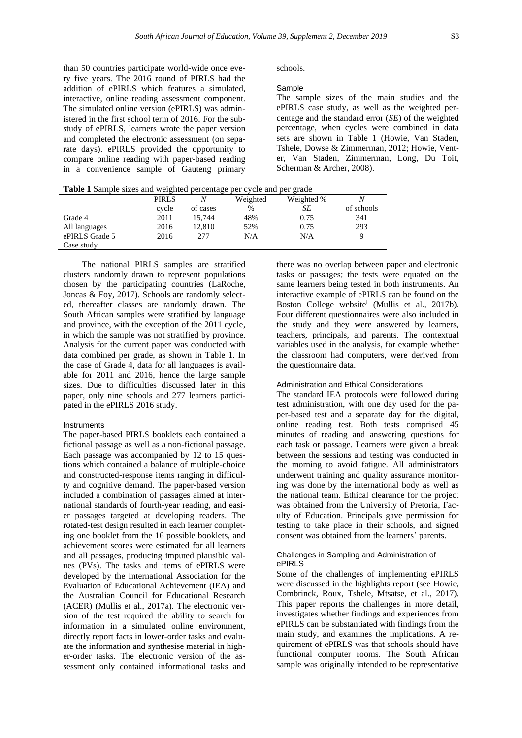than 50 countries participate world-wide once every five years. The 2016 round of PIRLS had the addition of ePIRLS which features a simulated, interactive, online reading assessment component. The simulated online version (ePIRLS) was administered in the first school term of 2016. For the substudy of ePIRLS, learners wrote the paper version and completed the electronic assessment (on separate days). ePIRLS provided the opportunity to compare online reading with paper-based reading in a convenience sample of Gauteng primary schools.

### Sample

The sample sizes of the main studies and the ePIRLS case study, as well as the weighted percentage and the standard error (*SE*) of the weighted percentage, when cycles were combined in data sets are shown in Table 1 (Howie, Van Staden, Tshele, Dowse & Zimmerman, 2012; Howie, Venter, Van Staden, Zimmerman, Long, Du Toit, Scherman & Archer, 2008).

**Table 1** Sample sizes and weighted percentage per cycle and per grade

| | PIRLS cycle | *N* of cases | Weighted % | Weighted % *SE* | *N* of schools |
|---|---|---|---|---|---|
| Grade 4 | 2011 | 15,744 | 48% | 0.75 | 341 |
| All languages | 2016 | 12,810 | 52% | 0.75 | 293 |
| ePIRLS Grade 5 Case study | 2016 | 277 | N/A | N/A | 9 |

The national PIRLS samples are stratified clusters randomly drawn to represent populations chosen by the participating countries (LaRoche, Joncas & Foy, 2017). Schools are randomly selected, thereafter classes are randomly drawn. The South African samples were stratified by language and province, with the exception of the 2011 cycle, in which the sample was not stratified by province. Analysis for the current paper was conducted with data combined per grade, as shown in Table 1. In the case of Grade 4, data for all languages is available for 2011 and 2016, hence the large sample sizes. Due to difficulties discussed later in this paper, only nine schools and 277 learners participated in the ePIRLS 2016 study.

### Instruments

The paper-based PIRLS booklets each contained a fictional passage as well as a non-fictional passage. Each passage was accompanied by 12 to 15 questions which contained a balance of multiple-choice and constructed-response items ranging in difficulty and cognitive demand. The paper-based version included a combination of passages aimed at international standards of fourth-year reading, and easier passages targeted at developing readers. The rotated-test design resulted in each learner completing one booklet from the 16 possible booklets, and achievement scores were estimated for all learners and all passages, producing imputed plausible values (PVs). The tasks and items of ePIRLS were developed by the International Association for the Evaluation of Educational Achievement (IEA) and the Australian Council for Educational Research (ACER) (Mullis et al., 2017a). The electronic version of the test required the ability to search for information in a simulated online environment, directly report facts in lower-order tasks and evaluate the information and synthesise material in higher-order tasks. The electronic version of the assessment only contained informational tasks and there was no overlap between paper and electronic tasks or passages; the tests were equated on the same learners being tested in both instruments. An interactive example of ePIRLS can be found on the Boston College website[i] (Mullis et al., 2017b). Four different questionnaires were also included in the study and they were answered by learners, teachers, principals, and parents. The contextual variables used in the analysis, for example whether the classroom had computers, were derived from the questionnaire data.

### Administration and Ethical Considerations

The standard IEA protocols were followed during test administration, with one day used for the paper-based test and a separate day for the digital, online reading test. Both tests comprised 45 minutes of reading and answering questions for each task or passage. Learners were given a break between the sessions and testing was conducted in the morning to avoid fatigue. All administrators underwent training and quality assurance monitoring was done by the international body as well as the national team. Ethical clearance for the project was obtained from the University of Pretoria, Faculty of Education. Principals gave permission for testing to take place in their schools, and signed consent was obtained from the learners' parents.

### Challenges in Sampling and Administration of ePIRLS

Some of the challenges of implementing ePIRLS were discussed in the highlights report (see Howie, Combrinck, Roux, Tshele, Mtsatse, et al., 2017). This paper reports the challenges in more detail, investigates whether findings and experiences from ePIRLS can be substantiated with findings from the main study, and examines the implications. A requirement of ePIRLS was that schools should have functional computer rooms. The South African sample was originally intended to be representative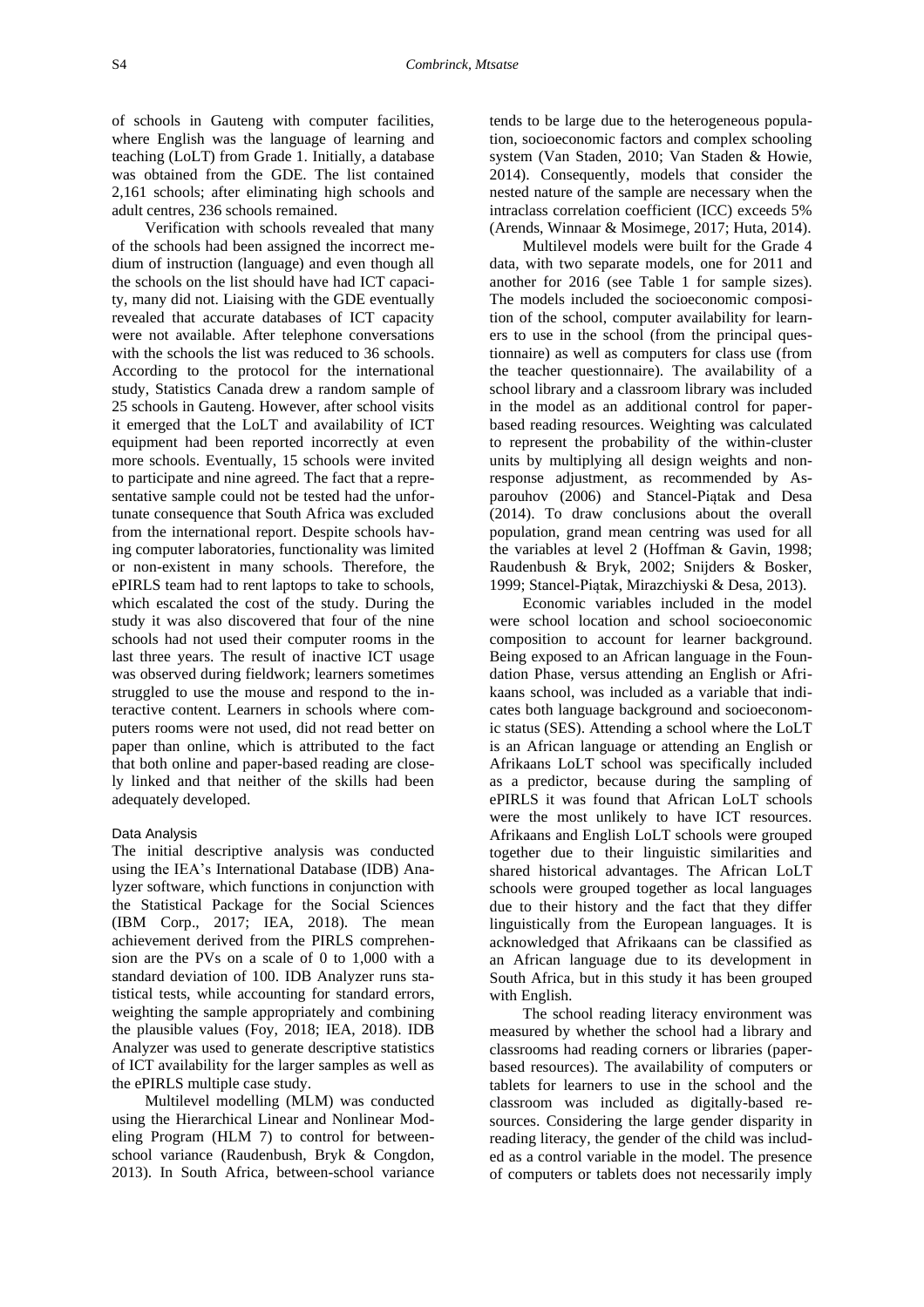of schools in Gauteng with computer facilities, where English was the language of learning and teaching (LoLT) from Grade 1. Initially, a database was obtained from the GDE. The list contained 2,161 schools; after eliminating high schools and adult centres, 236 schools remained.

Verification with schools revealed that many of the schools had been assigned the incorrect medium of instruction (language) and even though all the schools on the list should have had ICT capacity, many did not. Liaising with the GDE eventually revealed that accurate databases of ICT capacity were not available. After telephone conversations with the schools the list was reduced to 36 schools. According to the protocol for the international study, Statistics Canada drew a random sample of 25 schools in Gauteng. However, after school visits it emerged that the LoLT and availability of ICT equipment had been reported incorrectly at even more schools. Eventually, 15 schools were invited to participate and nine agreed. The fact that a representative sample could not be tested had the unfortunate consequence that South Africa was excluded from the international report. Despite schools having computer laboratories, functionality was limited or non-existent in many schools. Therefore, the ePIRLS team had to rent laptops to take to schools, which escalated the cost of the study. During the study it was also discovered that four of the nine schools had not used their computer rooms in the last three years. The result of inactive ICT usage was observed during fieldwork; learners sometimes struggled to use the mouse and respond to the interactive content. Learners in schools where computers rooms were not used, did not read better on paper than online, which is attributed to the fact that both online and paper-based reading are closely linked and that neither of the skills had been adequately developed.

### Data Analysis

The initial descriptive analysis was conducted using the IEA's International Database (IDB) Analyzer software, which functions in conjunction with the Statistical Package for the Social Sciences (IBM Corp., 2017; IEA, 2018). The mean achievement derived from the PIRLS comprehension are the PVs on a scale of 0 to 1,000 with a standard deviation of 100. IDB Analyzer runs statistical tests, while accounting for standard errors, weighting the sample appropriately and combining the plausible values (Foy, 2018; IEA, 2018). IDB Analyzer was used to generate descriptive statistics of ICT availability for the larger samples as well as the ePIRLS multiple case study.

Multilevel modelling (MLM) was conducted using the Hierarchical Linear and Nonlinear Modeling Program (HLM 7) to control for between-school variance (Raudenbush, Bryk & Congdon, 2013). In South Africa, between-school variance tends to be large due to the heterogeneous population, socioeconomic factors and complex schooling system (Van Staden, 2010; Van Staden & Howie, 2014). Consequently, models that consider the nested nature of the sample are necessary when the intraclass correlation coefficient (ICC) exceeds 5% (Arends, Winnaar & Mosimege, 2017; Huta, 2014).

Multilevel models were built for the Grade 4 data, with two separate models, one for 2011 and another for 2016 (see Table 1 for sample sizes). The models included the socioeconomic composition of the school, computer availability for learners to use in the school (from the principal questionnaire) as well as computers for class use (from the teacher questionnaire). The availability of a school library and a classroom library was included in the model as an additional control for paper-based reading resources. Weighting was calculated to represent the probability of the within-cluster units by multiplying all design weights and non-response adjustment, as recommended by Asparouhov (2006) and Stancel-Piątak and Desa (2014). To draw conclusions about the overall population, grand mean centring was used for all the variables at level 2 (Hoffman & Gavin, 1998; Raudenbush & Bryk, 2002; Snijders & Bosker, 1999; Stancel-Piątak, Mirazchiyski & Desa, 2013).

Economic variables included in the model were school location and school socioeconomic composition to account for learner background. Being exposed to an African language in the Foundation Phase, versus attending an English or Afrikaans school, was included as a variable that indicates both language background and socioeconomic status (SES). Attending a school where the LoLT is an African language or attending an English or Afrikaans LoLT school was specifically included as a predictor, because during the sampling of ePIRLS it was found that African LoLT schools were the most unlikely to have ICT resources. Afrikaans and English LoLT schools were grouped together due to their linguistic similarities and shared historical advantages. The African LoLT schools were grouped together as local languages due to their history and the fact that they differ linguistically from the European languages. It is acknowledged that Afrikaans can be classified as an African language due to its development in South Africa, but in this study it has been grouped with English.

The school reading literacy environment was measured by whether the school had a library and classrooms had reading corners or libraries (paper-based resources). The availability of computers or tablets for learners to use in the school and the classroom was included as digitally-based resources. Considering the large gender disparity in reading literacy, the gender of the child was included as a control variable in the model. The presence of computers or tablets does not necessarily imply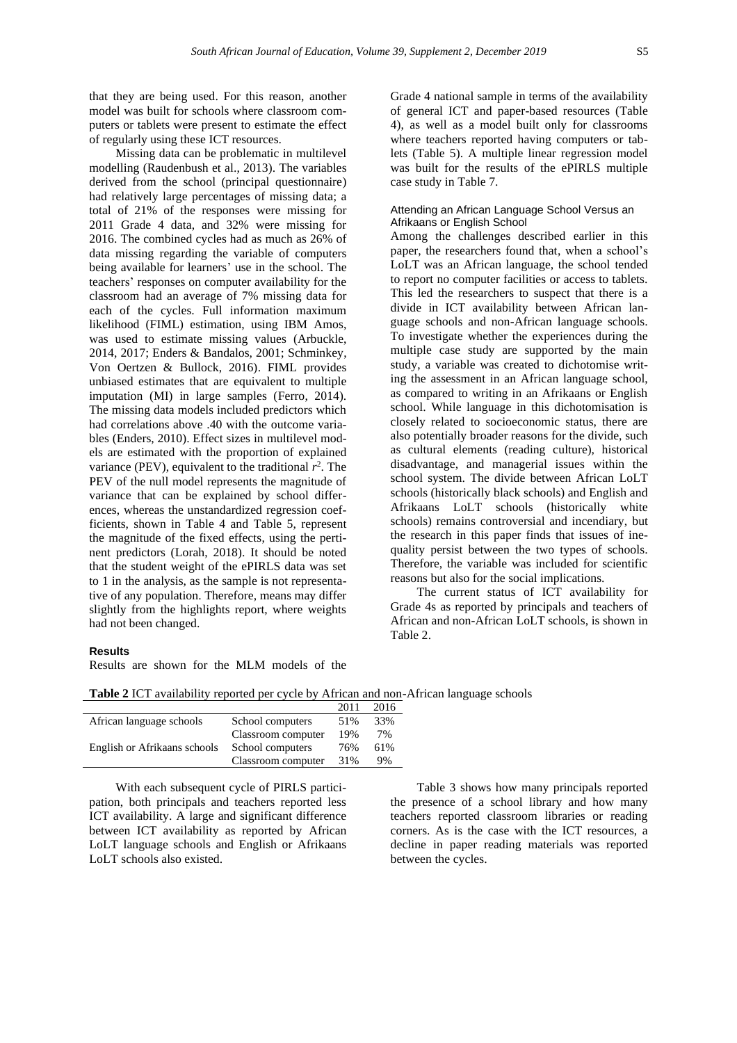that they are being used. For this reason, another model was built for schools where classroom computers or tablets were present to estimate the effect of regularly using these ICT resources.

Missing data can be problematic in multilevel modelling (Raudenbush et al., 2013). The variables derived from the school (principal questionnaire) had relatively large percentages of missing data; a total of 21% of the responses were missing for 2011 Grade 4 data, and 32% were missing for 2016. The combined cycles had as much as 26% of data missing regarding the variable of computers being available for learners' use in the school. The teachers' responses on computer availability for the classroom had an average of 7% missing data for each of the cycles. Full information maximum likelihood (FIML) estimation, using IBM Amos, was used to estimate missing values (Arbuckle, 2014, 2017; Enders & Bandalos, 2001; Schminkey, Von Oertzen & Bullock, 2016). FIML provides unbiased estimates that are equivalent to multiple imputation (MI) in large samples (Ferro, 2014). The missing data models included predictors which had correlations above .40 with the outcome variables (Enders, 2010). Effect sizes in multilevel models are estimated with the proportion of explained variance (PEV), equivalent to the traditional $r^2$. The PEV of the null model represents the magnitude of variance that can be explained by school differences, whereas the unstandardized regression coefficients, shown in Table 4 and Table 5, represent the magnitude of the fixed effects, using the pertinent predictors (Lorah, 2018). It should be noted that the student weight of the ePIRLS data was set to 1 in the analysis, as the sample is not representative of any population. Therefore, means may differ slightly from the highlights report, where weights had not been changed.

## Results

Results are shown for the MLM models of the Grade 4 national sample in terms of the availability of general ICT and paper-based resources (Table 4), as well as a model built only for classrooms where teachers reported having computers or tablets (Table 5). A multiple linear regression model was built for the results of the ePIRLS multiple case study in Table 7.

### Attending an African Language School Versus an Afrikaans or English School

Among the challenges described earlier in this paper, the researchers found that, when a school's LoLT was an African language, the school tended to report no computer facilities or access to tablets. This led the researchers to suspect that there is a divide in ICT availability between African language schools and non-African language schools. To investigate whether the experiences during the multiple case study are supported by the main study, a variable was created to dichotomise writing the assessment in an African language school, as compared to writing in an Afrikaans or English school. While language in this dichotomisation is closely related to socioeconomic status, there are also potentially broader reasons for the divide, such as cultural elements (reading culture), historical disadvantage, and managerial issues within the school system. The divide between African LoLT schools (historically black schools) and English and Afrikaans LoLT schools (historically white schools) remains controversial and incendiary, but the research in this paper finds that issues of inequality persist between the two types of schools. Therefore, the variable was included for scientific reasons but also for the social implications.

The current status of ICT availability for Grade 4s as reported by principals and teachers of African and non-African LoLT schools, is shown in Table 2.

**Table 2** ICT availability reported per cycle by African and non-African language schools

| | | 2011 | 2016 |
|---|---|---|---|
| African language schools | School computers | 51% | 33% |
| | Classroom computer | 19% | 7% |
| English or Afrikaans schools | School computers | 76% | 61% |
| | Classroom computer | 31% | 9% |

With each subsequent cycle of PIRLS participation, both principals and teachers reported less ICT availability. A large and significant difference between ICT availability as reported by African LoLT language schools and English or Afrikaans LoLT schools also existed.

Table 3 shows how many principals reported the presence of a school library and how many teachers reported classroom libraries or reading corners. As is the case with the ICT resources, a decline in paper reading materials was reported between the cycles.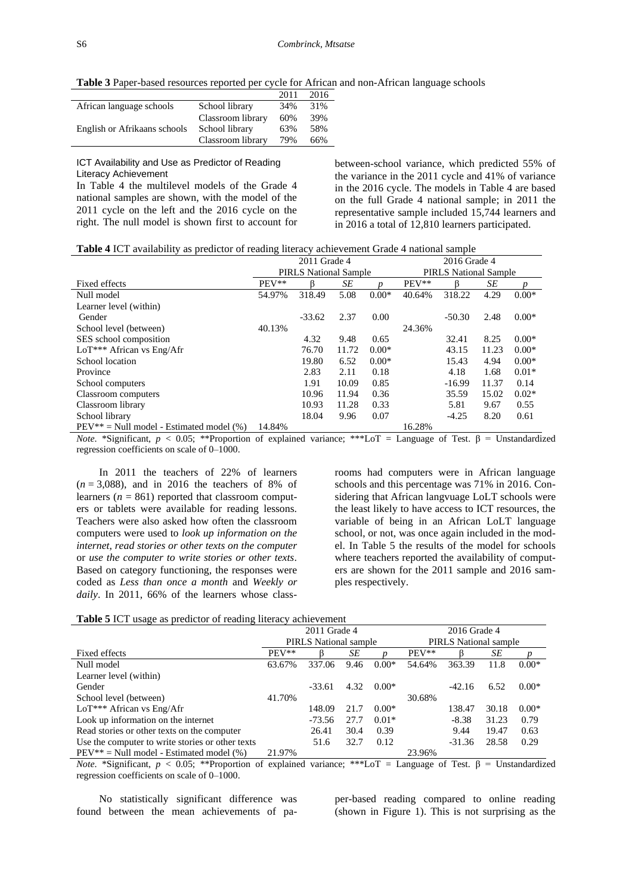**Table 3** Paper-based resources reported per cycle for African and non-African language schools

| | | 2011 | 2016 |
|---|---|---|---|
| African language schools | School library | 34% | 31% |
| | Classroom library | 60% | 39% |
| English or Afrikaans schools | School library | 63% | 58% |
| | Classroom library | 79% | 66% |

### ICT Availability and Use as Predictor of Reading Literacy Achievement

In Table 4 the multilevel models of the Grade 4 national samples are shown, with the model of the 2011 cycle on the left and the 2016 cycle on the right. The null model is shown first to account for between-school variance, which predicted 55% of the variance in the 2011 cycle and 41% of variance in the 2016 cycle. The models in Table 4 are based on the full Grade 4 national sample; in 2011 the representative sample included 15,744 learners and in 2016 a total of 12,810 learners participated.

**Table 4** ICT availability as predictor of reading literacy achievement Grade 4 national sample

| | 2011 Grade 4 PIRLS National Sample | | | | 2016 Grade 4 PIRLS National Sample | | | |
|---|---|---|---|---|---|---|---|---|
| Fixed effects | PEV** | β | *SE* | *p* | PEV** | β | *SE* | *p* |
| Null model | 54.97% | 318.49 | 5.08 | 0.00* | 40.64% | 318.22 | 4.29 | 0.00* |
| Learner level (within) | | | | | | | | |
| Gender | | -33.62 | 2.37 | 0.00 | | -50.30 | 2.48 | 0.00* |
| School level (between) | 40.13% | | | | 24.36% | | | |
| SES school composition | | 4.32 | 9.48 | 0.65 | | 32.41 | 8.25 | 0.00* |
| LoT*** African vs Eng/Afr | | 76.70 | 11.72 | 0.00* | | 43.15 | 11.23 | 0.00* |
| School location | | 19.80 | 6.52 | 0.00* | | 15.43 | 4.94 | 0.00* |
| Province | | 2.83 | 2.11 | 0.18 | | 4.18 | 1.68 | 0.01* |
| School computers | | 1.91 | 10.09 | 0.85 | | -16.99 | 11.37 | 0.14 |
| Classroom computers | | 10.96 | 11.94 | 0.36 | | 35.59 | 15.02 | 0.02* |
| Classroom library | | 10.93 | 11.28 | 0.33 | | 5.81 | 9.67 | 0.55 |
| School library | | 18.04 | 9.96 | 0.07 | | -4.25 | 8.20 | 0.61 |
| PEV** = Null model - Estimated model (%) | 14.84% | | | | 16.28% | | | |

*Note.* *Significant, $p < 0.05$; **Proportion of explained variance; ***LoT = Language of Test. β = Unstandardized regression coefficients on scale of 0–1000.

In 2011 the teachers of 22% of learners ($n = 3{,}088$), and in 2016 the teachers of 8% of learners ($n = 861$) reported that classroom computers or tablets were available for reading lessons. Teachers were also asked how often the classroom computers were used to *look up information on the internet*, *read stories or other texts on the computer* or *use the computer to write stories or other texts*. Based on category functioning, the responses were coded as *Less than once a month* and *Weekly or daily*. In 2011, 66% of the learners whose classrooms had computers were in African language schools and this percentage was 71% in 2016. Considering that African langvuage LoLT schools were the least likely to have access to ICT resources, the variable of being in an African LoLT language school, or not, was once again included in the model. In Table 5 the results of the model for schools where teachers reported the availability of computers are shown for the 2011 sample and 2016 samples respectively.

**Table 5** ICT usage as predictor of reading literacy achievement

| | 2011 Grade 4 PIRLS National sample | | | | 2016 Grade 4 PIRLS National sample | | | |
|---|---|---|---|---|---|---|---|---|
| Fixed effects | PEV** | β | *SE* | *p* | PEV** | β | *SE* | *p* |
| Null model | 63.67% | 337.06 | 9.46 | 0.00* | 54.64% | 363.39 | 11.8 | 0.00* |
| Learner level (within) | | | | | | | | |
| Gender | | -33.61 | 4.32 | 0.00* | | -42.16 | 6.52 | 0.00* |
| School level (between) | 41.70% | | | | 30.68% | | | |
| LoT*** African vs Eng/Afr | | 148.09 | 21.7 | 0.00* | | 138.47 | 30.18 | 0.00* |
| Look up information on the internet | | -73.56 | 27.7 | 0.01* | | -8.38 | 31.23 | 0.79 |
| Read stories or other texts on the computer | | 26.41 | 30.4 | 0.39 | | 9.44 | 19.47 | 0.63 |
| Use the computer to write stories or other texts | | 51.6 | 32.7 | 0.12 | | -31.36 | 28.58 | 0.29 |
| PEV** = Null model - Estimated model (%) | 21.97% | | | | 23.96% | | | |

*Note.* *Significant, $p < 0.05$; **Proportion of explained variance; ***LoT = Language of Test. β = Unstandardized regression coefficients on scale of 0–1000.

No statistically significant difference was found between the mean achievements of paper-based reading compared to online reading (shown in Figure 1). This is not surprising as the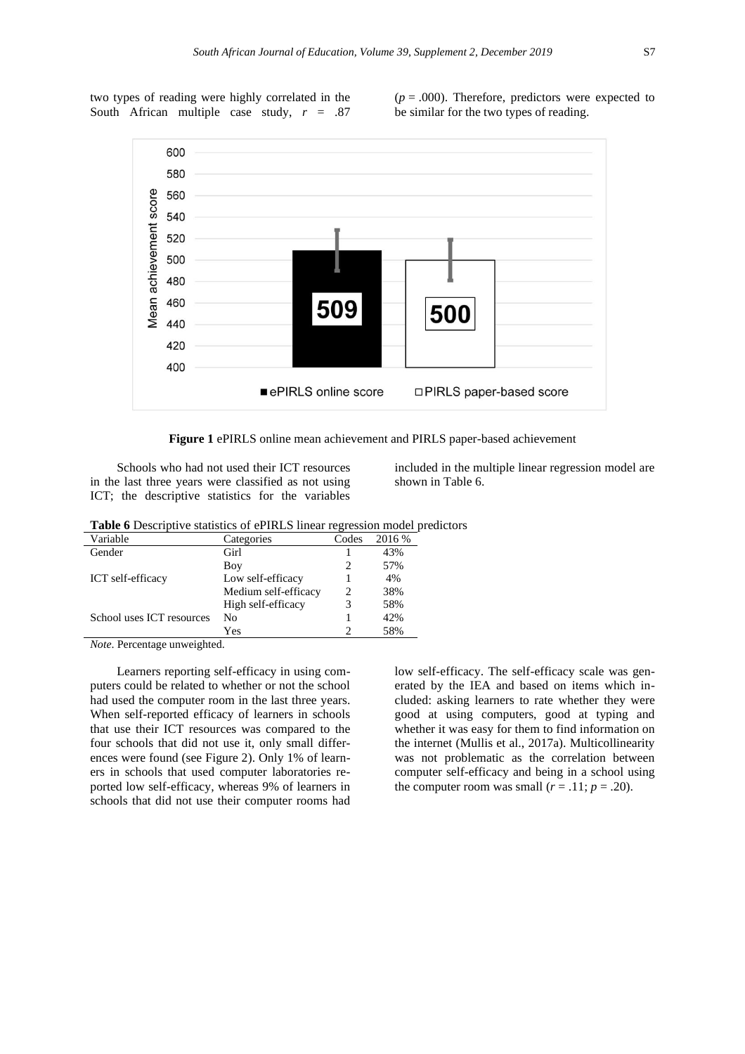two types of reading were highly correlated in the South African multiple case study, $r = .87$ ($p = .000$). Therefore, predictors were expected to be similar for the two types of reading.

**Figure 1** ePIRLS online mean achievement and PIRLS paper-based achievement

Schools who had not used their ICT resources in the last three years were classified as not using ICT; the descriptive statistics for the variables included in the multiple linear regression model are shown in Table 6.

**Table 6** Descriptive statistics of ePIRLS linear regression model predictors

| Variable | Categories | Codes | 2016 % |
|---|---|---|---|
| Gender | Girl | 1 | 43% |
| | Boy | 2 | 57% |
| ICT self-efficacy | Low self-efficacy | 1 | 4% |
| | Medium self-efficacy | 2 | 38% |
| | High self-efficacy | 3 | 58% |
| School uses ICT resources | No | 1 | 42% |
| | Yes | 2 | 58% |

*Note.* Percentage unweighted.

Learners reporting self-efficacy in using computers could be related to whether or not the school had used the computer room in the last three years. When self-reported efficacy of learners in schools that use their ICT resources was compared to the four schools that did not use it, only small differences were found (see Figure 2). Only 1% of learners in schools that used computer laboratories reported low self-efficacy, whereas 9% of learners in schools that did not use their computer rooms had low self-efficacy. The self-efficacy scale was generated by the IEA and based on items which included: asking learners to rate whether they were good at using computers, good at typing and whether it was easy for them to find information on the internet (Mullis et al., 2017a). Multicollinearity was not problematic as the correlation between computer self-efficacy and being in a school using the computer room was small ($r = .11$; $p = .20$).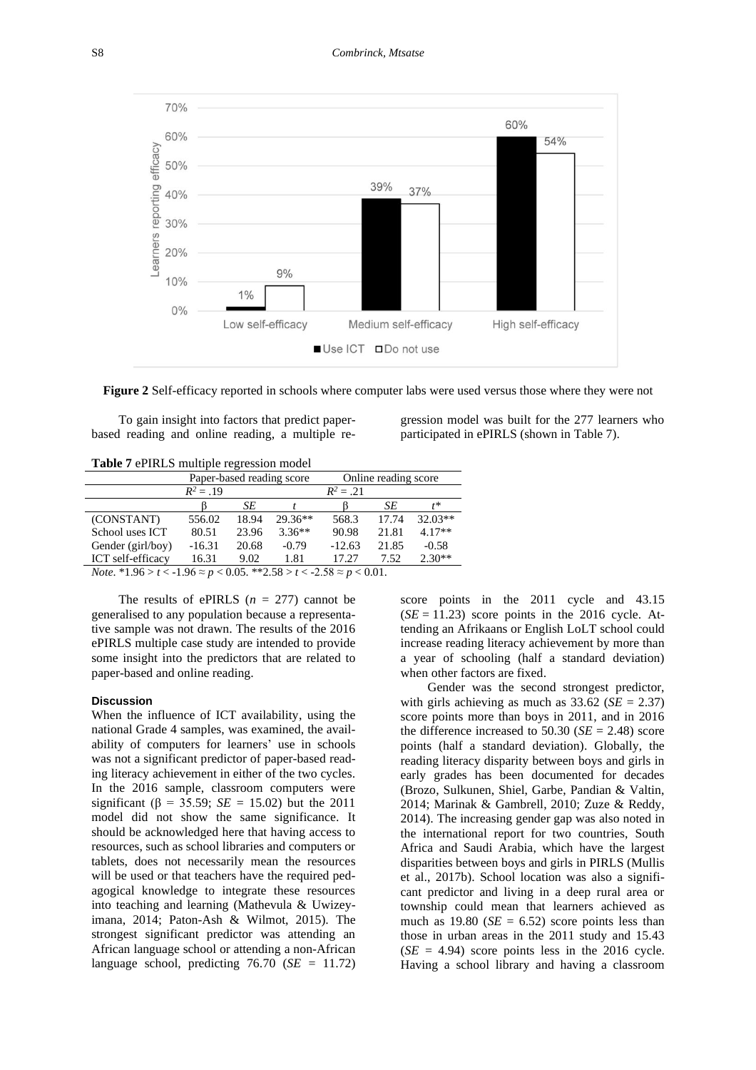**Figure 2** Self-efficacy reported in schools where computer labs were used versus those where they were not

To gain insight into factors that predict paper-based reading and online reading, a multiple regression model was built for the 277 learners who participated in ePIRLS (shown in Table 7).

**Table 7** ePIRLS multiple regression model

| | Paper-based reading score | | | Online reading score | | |
|---|---|---|---|---|---|---|
| | $R^2 = .19$ | | | $R^2 = .21$ | | |
| | β | *SE* | *t* | β | *SE* | *t** |
| (CONSTANT) | 556.02 | 18.94 | 29.36** | 568.3 | 17.74 | 32.03** |
| School uses ICT | 80.51 | 23.96 | 3.36** | 90.98 | 21.81 | 4.17** |
| Gender (girl/boy) | -16.31 | 20.68 | -0.79 | -12.63 | 21.85 | -0.58 |
| ICT self-efficacy | 16.31 | 9.02 | 1.81 | 17.27 | 7.52 | 2.30** |

*Note*. *1.96 > $t$ < -1.96 ≈ $p$ < 0.05. **2.58 > $t$ < -2.58 ≈ $p$ < 0.01.

The results of ePIRLS ($n$ = 277) cannot be generalised to any population because a representative sample was not drawn. The results of the 2016 ePIRLS multiple case study are intended to provide some insight into the predictors that are related to paper-based and online reading.

#### Discussion

When the influence of ICT availability, using the national Grade 4 samples, was examined, the availability of computers for learners' use in schools was not a significant predictor of paper-based reading literacy achievement in either of the two cycles. In the 2016 sample, classroom computers were significant (β = 35.59; *SE* = 15.02) but the 2011 model did not show the same significance. It should be acknowledged here that having access to resources, such as school libraries and computers or tablets, does not necessarily mean the resources will be used or that teachers have the required pedagogical knowledge to integrate these resources into teaching and learning (Mathevula & Uwizeyimana, 2014; Paton-Ash & Wilmot, 2015). The strongest significant predictor was attending an African language school or attending a non-African language school, predicting 76.70 (*SE* = 11.72) score points in the 2011 cycle and 43.15 (*SE* = 11.23) score points in the 2016 cycle. Attending an Afrikaans or English LoLT school could increase reading literacy achievement by more than a year of schooling (half a standard deviation) when other factors are fixed.

Gender was the second strongest predictor, with girls achieving as much as 33.62 (*SE* = 2.37) score points more than boys in 2011, and in 2016 the difference increased to 50.30 (*SE* = 2.48) score points (half a standard deviation). Globally, the reading literacy disparity between boys and girls in early grades has been documented for decades (Brozo, Sulkunen, Shiel, Garbe, Pandian & Valtin, 2014; Marinak & Gambrell, 2010; Zuze & Reddy, 2014). The increasing gender gap was also noted in the international report for two countries, South Africa and Saudi Arabia, which have the largest disparities between boys and girls in PIRLS (Mullis et al., 2017b). School location was also a significant predictor and living in a deep rural area or township could mean that learners achieved as much as 19.80 (*SE* = 6.52) score points less than those in urban areas in the 2011 study and 15.43 (*SE* = 4.94) score points less in the 2016 cycle. Having a school library and having a classroom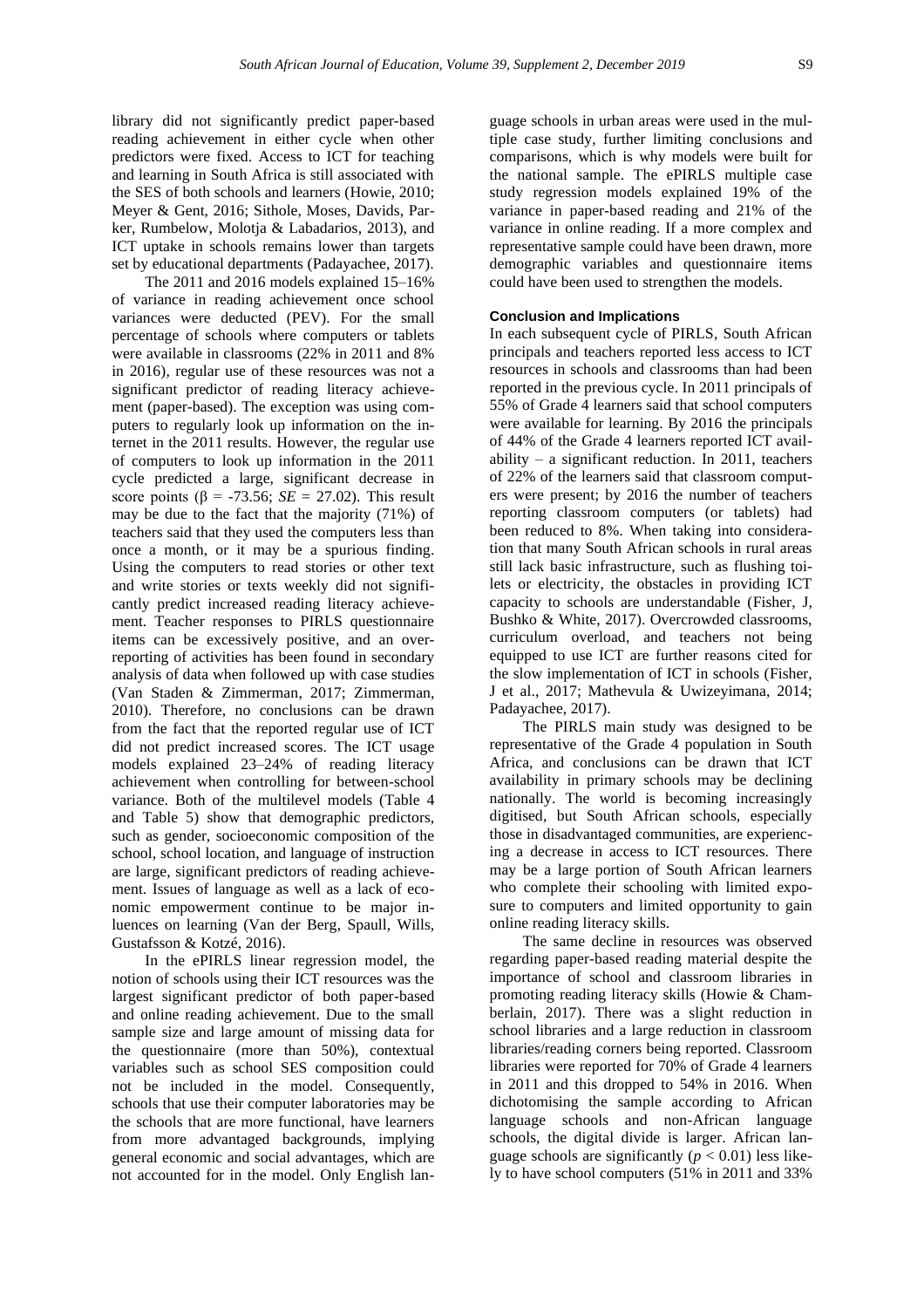library did not significantly predict paper-based reading achievement in either cycle when other predictors were fixed. Access to ICT for teaching and learning in South Africa is still associated with the SES of both schools and learners (Howie, 2010; Meyer & Gent, 2016; Sithole, Moses, Davids, Parker, Rumbelow, Molotja & Labadarios, 2013), and ICT uptake in schools remains lower than targets set by educational departments (Padayachee, 2017).

The 2011 and 2016 models explained 15–16% of variance in reading achievement once school variances were deducted (PEV). For the small percentage of schools where computers or tablets were available in classrooms (22% in 2011 and 8% in 2016), regular use of these resources was not a significant predictor of reading literacy achievement (paper-based). The exception was using computers to regularly look up information on the internet in the 2011 results. However, the regular use of computers to look up information in the 2011 cycle predicted a large, significant decrease in score points ($\beta$ = -73.56; *SE* = 27.02). This result may be due to the fact that the majority (71%) of teachers said that they used the computers less than once a month, or it may be a spurious finding. Using the computers to read stories or other text and write stories or texts weekly did not significantly predict increased reading literacy achievement. Teacher responses to PIRLS questionnaire items can be excessively positive, and an over-reporting of activities has been found in secondary analysis of data when followed up with case studies (Van Staden & Zimmerman, 2017; Zimmerman, 2010). Therefore, no conclusions can be drawn from the fact that the reported regular use of ICT did not predict increased scores. The ICT usage models explained 23–24% of reading literacy achievement when controlling for between-school variance. Both of the multilevel models (Table 4 and Table 5) show that demographic predictors, such as gender, socioeconomic composition of the school, school location, and language of instruction are large, significant predictors of reading achievement. Issues of language as well as a lack of economic empowerment continue to be major influences on learning (Van der Berg, Spaull, Wills, Gustafsson & Kotzé, 2016).

In the ePIRLS linear regression model, the notion of schools using their ICT resources was the largest significant predictor of both paper-based and online reading achievement. Due to the small sample size and large amount of missing data for the questionnaire (more than 50%), contextual variables such as school SES composition could not be included in the model. Consequently, schools that use their computer laboratories may be the schools that are more functional, have learners from more advantaged backgrounds, implying general economic and social advantages, which are not accounted for in the model. Only English language schools in urban areas were used in the multiple case study, further limiting conclusions and comparisons, which is why models were built for the national sample. The ePIRLS multiple case study regression models explained 19% of the variance in paper-based reading and 21% of the variance in online reading. If a more complex and representative sample could have been drawn, more demographic variables and questionnaire items could have been used to strengthen the models.

### Conclusion and Implications

In each subsequent cycle of PIRLS, South African principals and teachers reported less access to ICT resources in schools and classrooms than had been reported in the previous cycle. In 2011 principals of 55% of Grade 4 learners said that school computers were available for learning. By 2016 the principals of 44% of the Grade 4 learners reported ICT availability – a significant reduction. In 2011, teachers of 22% of the learners said that classroom computers were present; by 2016 the number of teachers reporting classroom computers (or tablets) had been reduced to 8%. When taking into consideration that many South African schools in rural areas still lack basic infrastructure, such as flushing toilets or electricity, the obstacles in providing ICT capacity to schools are understandable (Fisher, J, Bushko & White, 2017). Overcrowded classrooms, curriculum overload, and teachers not being equipped to use ICT are further reasons cited for the slow implementation of ICT in schools (Fisher, J et al., 2017; Mathevula & Uwizeyimana, 2014; Padayachee, 2017).

The PIRLS main study was designed to be representative of the Grade 4 population in South Africa, and conclusions can be drawn that ICT availability in primary schools may be declining nationally. The world is becoming increasingly digitised, but South African schools, especially those in disadvantaged communities, are experiencing a decrease in access to ICT resources. There may be a large portion of South African learners who complete their schooling with limited exposure to computers and limited opportunity to gain online reading literacy skills.

The same decline in resources was observed regarding paper-based reading material despite the importance of school and classroom libraries in promoting reading literacy skills (Howie & Chamberlain, 2017). There was a slight reduction in school libraries and a large reduction in classroom libraries/reading corners being reported. Classroom libraries were reported for 70% of Grade 4 learners in 2011 and this dropped to 54% in 2016. When dichotomising the sample according to African language schools and non-African language schools, the digital divide is larger. African language schools are significantly ($p < 0.01$) less likely to have school computers (51% in 2011 and 33%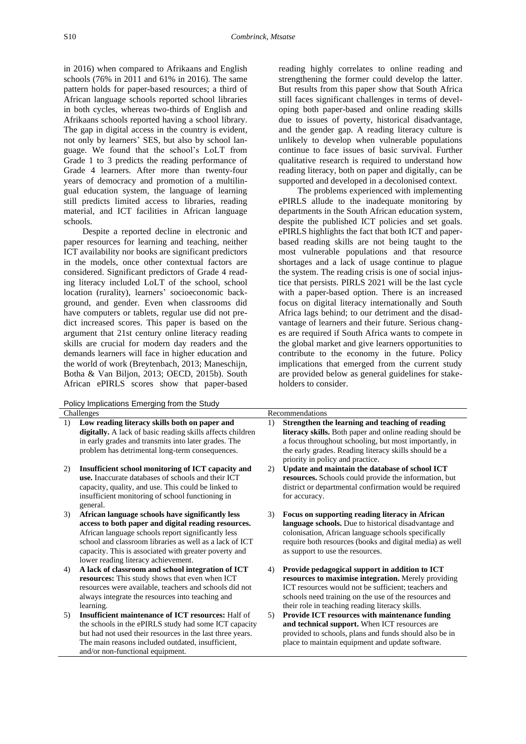in 2016) when compared to Afrikaans and English schools (76% in 2011 and 61% in 2016). The same pattern holds for paper-based resources; a third of African language schools reported school libraries in both cycles, whereas two-thirds of English and Afrikaans schools reported having a school library. The gap in digital access in the country is evident, not only by learners' SES, but also by school language. We found that the school's LoLT from Grade 1 to 3 predicts the reading performance of Grade 4 learners. After more than twenty-four years of democracy and promotion of a multilingual education system, the language of learning still predicts limited access to libraries, reading material, and ICT facilities in African language schools.

Despite a reported decline in electronic and paper resources for learning and teaching, neither ICT availability nor books are significant predictors in the models, once other contextual factors are considered. Significant predictors of Grade 4 reading literacy included LoLT of the school, school location (rurality), learners' socioeconomic background, and gender. Even when classrooms did have computers or tablets, regular use did not predict increased scores. This paper is based on the argument that 21st century online literacy reading skills are crucial for modern day readers and the demands learners will face in higher education and the world of work (Breytenbach, 2013; Maneschijn, Botha & Van Biljon, 2013; OECD, 2015b). South African ePIRLS scores show that paper-based reading highly correlates to online reading and strengthening the former could develop the latter. But results from this paper show that South Africa still faces significant challenges in terms of developing both paper-based and online reading skills due to issues of poverty, historical disadvantage, and the gender gap. A reading literacy culture is unlikely to develop when vulnerable populations continue to face issues of basic survival. Further qualitative research is required to understand how reading literacy, both on paper and digitally, can be supported and developed in a decolonised context.

The problems experienced with implementing ePIRLS allude to the inadequate monitoring by departments in the South African education system, despite the published ICT policies and set goals. ePIRLS highlights the fact that both ICT and paper-based reading skills are not being taught to the most vulnerable populations and that resource shortages and a lack of usage continue to plague the system. The reading crisis is one of social injustice that persists. PIRLS 2021 will be the last cycle with a paper-based option. There is an increased focus on digital literacy internationally and South Africa lags behind; to our detriment and the disadvantage of learners and their future. Serious changes are required if South Africa wants to compete in the global market and give learners opportunities to contribute to the economy in the future. Policy implications that emerged from the current study are provided below as general guidelines for stakeholders to consider.

Policy Implications Emerging from the Study

| Challenges | Recommendations |
|---|---|
| 1) **Low reading literacy skills both on paper and digitally.** A lack of basic reading skills affects children in early grades and transmits into later grades. The problem has detrimental long-term consequences. | 1) **Strengthen the learning and teaching of reading literacy skills.** Both paper and online reading should be a focus throughout schooling, but most importantly, in the early grades. Reading literacy skills should be a priority in policy and practice. |
| 2) **Insufficient school monitoring of ICT capacity and use.** Inaccurate databases of schools and their ICT capacity, quality, and use. This could be linked to insufficient monitoring of school functioning in general. | 2) **Update and maintain the database of school ICT resources.** Schools could provide the information, but district or departmental confirmation would be required for accuracy. |
| 3) **African language schools have significantly less access to both paper and digital reading resources.** African language schools report significantly less school and classroom libraries as well as a lack of ICT capacity. This is associated with greater poverty and lower reading literacy achievement. | 3) **Focus on supporting reading literacy in African language schools.** Due to historical disadvantage and colonisation, African language schools specifically require both resources (books and digital media) as well as support to use the resources. |
| 4) **A lack of classroom and school integration of ICT resources:** This study shows that even when ICT resources were available, teachers and schools did not always integrate the resources into teaching and learning. | 4) **Provide pedagogical support in addition to ICT resources to maximise integration.** Merely providing ICT resources would not be sufficient; teachers and schools need training on the use of the resources and their role in teaching reading literacy skills. |
| 5) **Insufficient maintenance of ICT resources:** Half of the schools in the ePIRLS study had some ICT capacity but had not used their resources in the last three years. The main reasons included outdated, insufficient, and/or non-functional equipment. | 5) **Provide ICT resources with maintenance funding and technical support.** When ICT resources are provided to schools, plans and funds should also be in place to maintain equipment and update software. |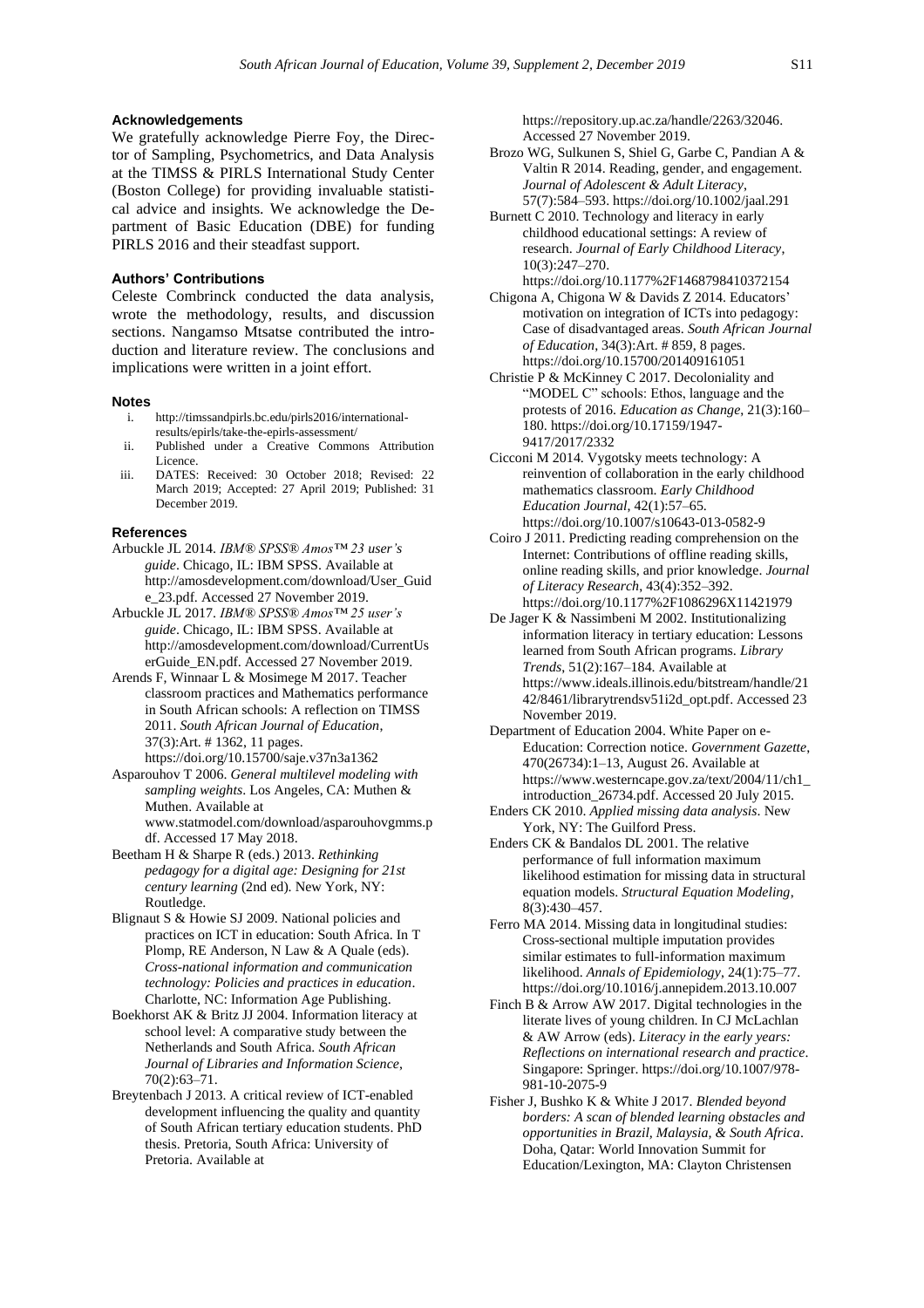### Acknowledgements

We gratefully acknowledge Pierre Foy, the Director of Sampling, Psychometrics, and Data Analysis at the TIMSS & PIRLS International Study Center (Boston College) for providing invaluable statistical advice and insights. We acknowledge the Department of Basic Education (DBE) for funding PIRLS 2016 and their steadfast support.

### Authors' Contributions

Celeste Combrinck conducted the data analysis, wrote the methodology, results, and discussion sections. Nangamso Mtsatse contributed the introduction and literature review. The conclusions and implications were written in a joint effort.

### Notes

i. http://timssandpirls.bc.edu/pirls2016/international-results/epirls/take-the-epirls-assessment/
ii. Published under a Creative Commons Attribution Licence.
iii. DATES: Received: 30 October 2018; Revised: 22 March 2019; Accepted: 27 April 2019; Published: 31 December 2019.

### References

Arbuckle JL 2014. *IBM® SPSS® Amos™ 23 user's guide*. Chicago, IL: IBM SPSS. Available at http://amosdevelopment.com/download/User_Guide_23.pdf. Accessed 27 November 2019.

Arbuckle JL 2017. *IBM® SPSS® Amos™ 25 user's guide*. Chicago, IL: IBM SPSS. Available at http://amosdevelopment.com/download/CurrentUserGuide_EN.pdf. Accessed 27 November 2019.

Arends F, Winnaar L & Mosimege M 2017. Teacher classroom practices and Mathematics performance in South African schools: A reflection on TIMSS 2011. *South African Journal of Education*, 37(3):Art. # 1362, 11 pages. https://doi.org/10.15700/saje.v37n3a1362

Asparouhov T 2006. *General multilevel modeling with sampling weights*. Los Angeles, CA: Muthen & Muthen. Available at www.statmodel.com/download/asparouhovgmms.pdf. Accessed 17 May 2018.

Beetham H & Sharpe R (eds.) 2013. *Rethinking pedagogy for a digital age: Designing for 21st century learning* (2nd ed). New York, NY: Routledge.

Blignaut S & Howie SJ 2009. National policies and practices on ICT in education: South Africa. In T Plomp, RE Anderson, N Law & A Quale (eds). *Cross-national information and communication technology: Policies and practices in education*. Charlotte, NC: Information Age Publishing.

Boekhorst AK & Britz JJ 2004. Information literacy at school level: A comparative study between the Netherlands and South Africa. *South African Journal of Libraries and Information Science*, 70(2):63–71.

Breytenbach J 2013. A critical review of ICT-enabled development influencing the quality and quantity of South African tertiary education students. PhD thesis. Pretoria, South Africa: University of Pretoria. Available at https://repository.up.ac.za/handle/2263/32046. Accessed 27 November 2019.

Brozo WG, Sulkunen S, Shiel G, Garbe C, Pandian A & Valtin R 2014. Reading, gender, and engagement. *Journal of Adolescent & Adult Literacy*, 57(7):584–593. https://doi.org/10.1002/jaal.291

Burnett C 2010. Technology and literacy in early childhood educational settings: A review of research. *Journal of Early Childhood Literacy*, 10(3):247–270. https://doi.org/10.1177%2F1468798410372154

Chigona A, Chigona W & Davids Z 2014. Educators' motivation on integration of ICTs into pedagogy: Case of disadvantaged areas. *South African Journal of Education*, 34(3):Art. # 859, 8 pages. https://doi.org/10.15700/201409161051

Christie P & McKinney C 2017. Decoloniality and "MODEL C" schools: Ethos, language and the protests of 2016. *Education as Change*, 21(3):160–180. https://doi.org/10.17159/1947-9417/2017/2332

Cicconi M 2014. Vygotsky meets technology: A reinvention of collaboration in the early childhood mathematics classroom. *Early Childhood Education Journal*, 42(1):57–65. https://doi.org/10.1007/s10643-013-0582-9

Coiro J 2011. Predicting reading comprehension on the Internet: Contributions of offline reading skills, online reading skills, and prior knowledge. *Journal of Literacy Research*, 43(4):352–392. https://doi.org/10.1177%2F1086296X11421979

De Jager K & Nassimbeni M 2002. Institutionalizing information literacy in tertiary education: Lessons learned from South African programs. *Library Trends*, 51(2):167–184. Available at https://www.ideals.illinois.edu/bitstream/handle/2142/8461/librarytrendsv51i2d_opt.pdf. Accessed 23 November 2019.

Department of Education 2004. White Paper on e-Education: Correction notice. *Government Gazette*, 470(26734):1–13, August 26. Available at https://www.westerncape.gov.za/text/2004/11/ch1_introduction_26734.pdf. Accessed 20 July 2015.

Enders CK 2010. *Applied missing data analysis*. New York, NY: The Guilford Press.

Enders CK & Bandalos DL 2001. The relative performance of full information maximum likelihood estimation for missing data in structural equation models. *Structural Equation Modeling*, 8(3):430–457.

Ferro MA 2014. Missing data in longitudinal studies: Cross-sectional multiple imputation provides similar estimates to full-information maximum likelihood. *Annals of Epidemiology*, 24(1):75–77. https://doi.org/10.1016/j.annepidem.2013.10.007

Finch B & Arrow AW 2017. Digital technologies in the literate lives of young children. In CJ McLachlan & AW Arrow (eds). *Literacy in the early years: Reflections on international research and practice*. Singapore: Springer. https://doi.org/10.1007/978-981-10-2075-9

Fisher J, Bushko K & White J 2017. *Blended beyond borders: A scan of blended learning obstacles and opportunities in Brazil, Malaysia, & South Africa*. Doha, Qatar: World Innovation Summit for Education/Lexington, MA: Clayton Christensen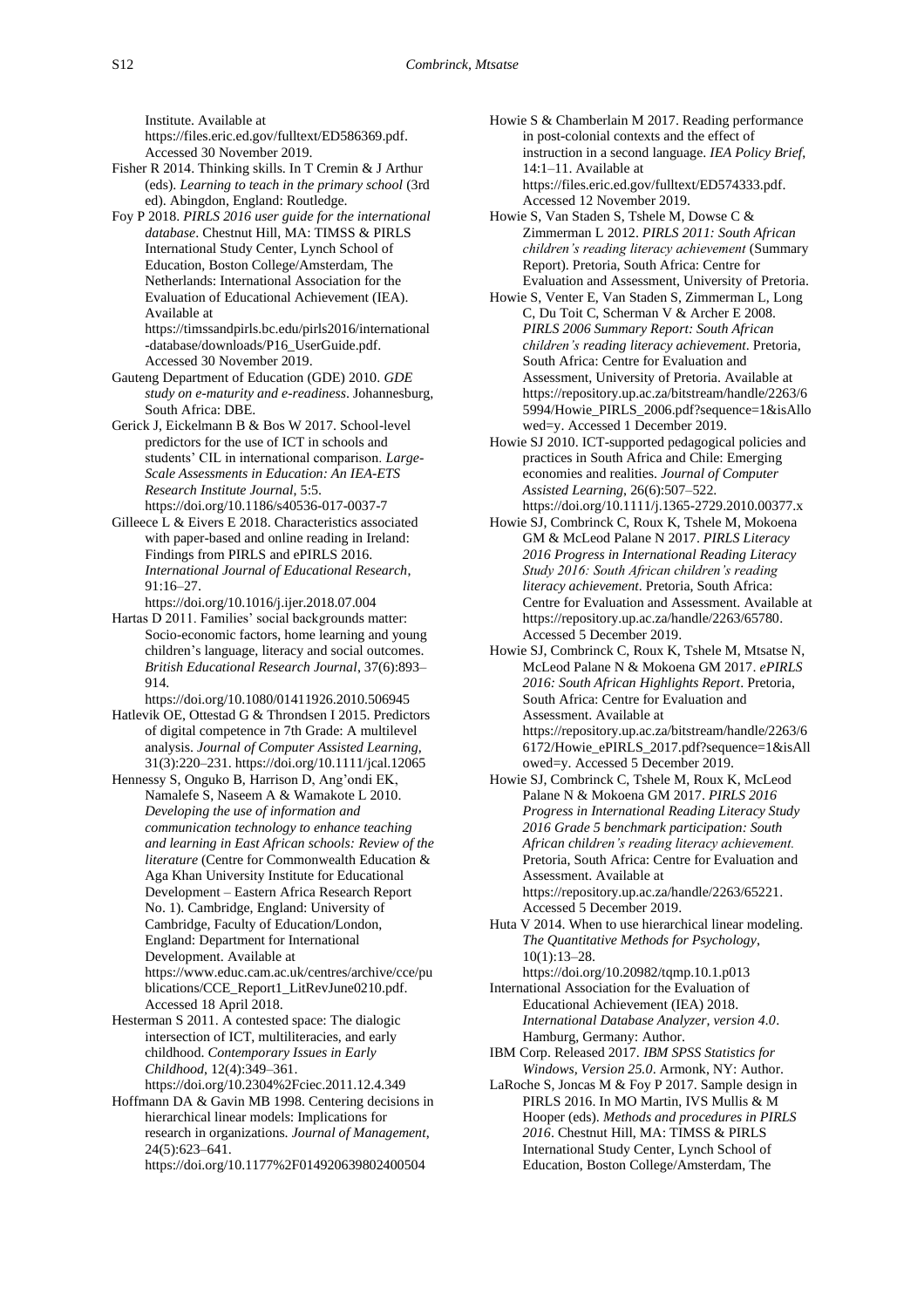Institute. Available at https://files.eric.ed.gov/fulltext/ED586369.pdf. Accessed 30 November 2019.

Fisher R 2014. Thinking skills. In T Cremin & J Arthur (eds). *Learning to teach in the primary school* (3rd ed). Abingdon, England: Routledge.

Foy P 2018. *PIRLS 2016 user guide for the international database*. Chestnut Hill, MA: TIMSS & PIRLS International Study Center, Lynch School of Education, Boston College/Amsterdam, The Netherlands: International Association for the Evaluation of Educational Achievement (IEA). Available at https://timssandpirls.bc.edu/pirls2016/international-database/downloads/P16_UserGuide.pdf. Accessed 30 November 2019.

Gauteng Department of Education (GDE) 2010. *GDE study on e-maturity and e-readiness*. Johannesburg, South Africa: DBE.

Gerick J, Eickelmann B & Bos W 2017. School-level predictors for the use of ICT in schools and students' CIL in international comparison. *Large-Scale Assessments in Education: An IEA-ETS Research Institute Journal*, 5:5. https://doi.org/10.1186/s40536-017-0037-7

Gilleece L & Eivers E 2018. Characteristics associated with paper-based and online reading in Ireland: Findings from PIRLS and ePIRLS 2016. *International Journal of Educational Research*, 91:16–27. https://doi.org/10.1016/j.ijer.2018.07.004

Hartas D 2011. Families' social backgrounds matter: Socio-economic factors, home learning and young children's language, literacy and social outcomes. *British Educational Research Journal*, 37(6):893–914. https://doi.org/10.1080/01411926.2010.506945

Hatlevik OE, Ottestad G & Throndsen I 2015. Predictors of digital competence in 7th Grade: A multilevel analysis. *Journal of Computer Assisted Learning*, 31(3):220–231. https://doi.org/10.1111/jcal.12065

Hennessy S, Onguko B, Harrison D, Ang'ondi EK, Namalefe S, Naseem A & Wamakote L 2010. *Developing the use of information and communication technology to enhance teaching and learning in East African schools: Review of the literature* (Centre for Commonwealth Education & Aga Khan University Institute for Educational Development – Eastern Africa Research Report No. 1). Cambridge, England: University of Cambridge, Faculty of Education/London, England: Department for International Development. Available at https://www.educ.cam.ac.uk/centres/archive/cce/publications/CCE_Report1_LitRevJune0210.pdf. Accessed 18 April 2018.

Hesterman S 2011. A contested space: The dialogic intersection of ICT, multiliteracies, and early childhood. *Contemporary Issues in Early Childhood*, 12(4):349–361. https://doi.org/10.2304%2Fciec.2011.12.4.349

Hoffmann DA & Gavin MB 1998. Centering decisions in hierarchical linear models: Implications for research in organizations. *Journal of Management*, 24(5):623–641. https://doi.org/10.1177%2F014920639802400504

Howie S & Chamberlain M 2017. Reading performance in post-colonial contexts and the effect of instruction in a second language. *IEA Policy Brief*, 14:1–11. Available at https://files.eric.ed.gov/fulltext/ED574333.pdf. Accessed 12 November 2019.

Howie S, Van Staden S, Tshele M, Dowse C & Zimmerman L 2012. *PIRLS 2011: South African children's reading literacy achievement* (Summary Report). Pretoria, South Africa: Centre for Evaluation and Assessment, University of Pretoria.

Howie S, Venter E, Van Staden S, Zimmerman L, Long C, Du Toit C, Scherman V & Archer E 2008. *PIRLS 2006 Summary Report: South African children's reading literacy achievement*. Pretoria, South Africa: Centre for Evaluation and Assessment, University of Pretoria. Available at https://repository.up.ac.za/bitstream/handle/2263/65994/Howie_PIRLS_2006.pdf?sequence=1&isAllowed=y. Accessed 1 December 2019.

Howie SJ 2010. ICT-supported pedagogical policies and practices in South Africa and Chile: Emerging economies and realities. *Journal of Computer Assisted Learning*, 26(6):507–522. https://doi.org/10.1111/j.1365-2729.2010.00377.x

Howie SJ, Combrinck C, Roux K, Tshele M, Mokoena GM & McLeod Palane N 2017. *PIRLS Literacy 2016 Progress in International Reading Literacy Study 2016: South African children's reading literacy achievement*. Pretoria, South Africa: Centre for Evaluation and Assessment. Available at https://repository.up.ac.za/handle/2263/65780. Accessed 5 December 2019.

Howie SJ, Combrinck C, Roux K, Tshele M, Mtsatse N, McLeod Palane N & Mokoena GM 2017. *ePIRLS 2016: South African Highlights Report*. Pretoria, South Africa: Centre for Evaluation and Assessment. Available at https://repository.up.ac.za/bitstream/handle/2263/66172/Howie_ePIRLS_2017.pdf?sequence=1&isAllowed=y. Accessed 5 December 2019.

Howie SJ, Combrinck C, Tshele M, Roux K, McLeod Palane N & Mokoena GM 2017. *PIRLS 2016 Progress in International Reading Literacy Study 2016 Grade 5 benchmark participation: South African children's reading literacy achievement*. Pretoria, South Africa: Centre for Evaluation and Assessment. Available at https://repository.up.ac.za/handle/2263/65221. Accessed 5 December 2019.

Huta V 2014. When to use hierarchical linear modeling. *The Quantitative Methods for Psychology*, 10(1):13–28. https://doi.org/10.20982/tqmp.10.1.p013

International Association for the Evaluation of Educational Achievement (IEA) 2018. *International Database Analyzer, version 4.0*. Hamburg, Germany: Author.

IBM Corp. Released 2017. *IBM SPSS Statistics for Windows, Version 25.0*. Armonk, NY: Author.

LaRoche S, Joncas M & Foy P 2017. Sample design in PIRLS 2016. In MO Martin, IVS Mullis & M Hooper (eds). *Methods and procedures in PIRLS 2016*. Chestnut Hill, MA: TIMSS & PIRLS International Study Center, Lynch School of Education, Boston College/Amsterdam, The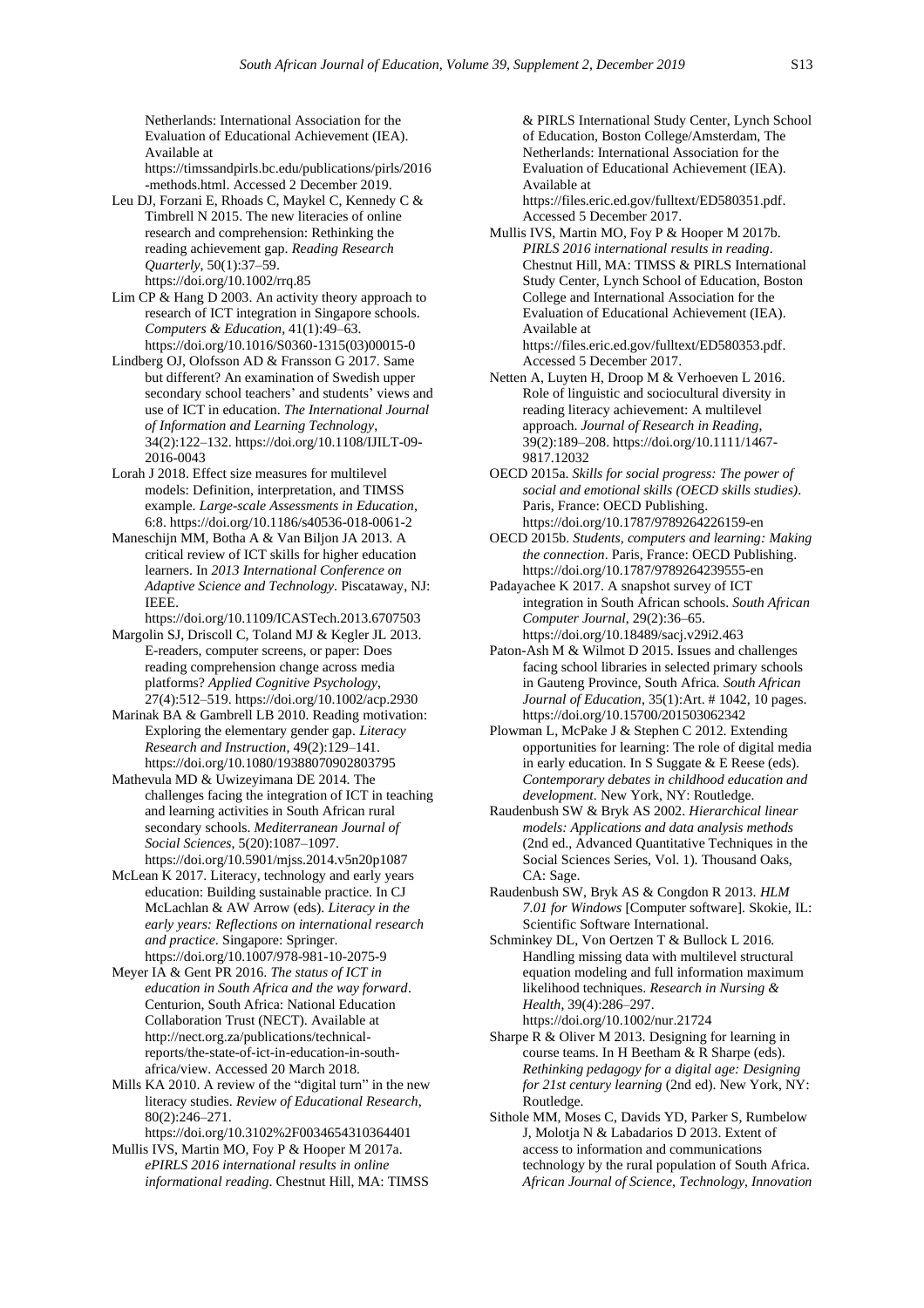Netherlands: International Association for the Evaluation of Educational Achievement (IEA). Available at https://timssandpirls.bc.edu/publications/pirls/2016-methods.html. Accessed 2 December 2019.

Leu DJ, Forzani E, Rhoads C, Maykel C, Kennedy C & Timbrell N 2015. The new literacies of online research and comprehension: Rethinking the reading achievement gap. *Reading Research Quarterly*, 50(1):37–59. https://doi.org/10.1002/rrq.85

Lim CP & Hang D 2003. An activity theory approach to research of ICT integration in Singapore schools. *Computers & Education*, 41(1):49–63. https://doi.org/10.1016/S0360-1315(03)00015-0

Lindberg OJ, Olofsson AD & Fransson G 2017. Same but different? An examination of Swedish upper secondary school teachers' and students' views and use of ICT in education. *The International Journal of Information and Learning Technology*, 34(2):122–132. https://doi.org/10.1108/IJILT-09-2016-0043

Lorah J 2018. Effect size measures for multilevel models: Definition, interpretation, and TIMSS example. *Large-scale Assessments in Education*, 6:8. https://doi.org/10.1186/s40536-018-0061-2

Maneschijn MM, Botha A & Van Biljon JA 2013. A critical review of ICT skills for higher education learners. In *2013 International Conference on Adaptive Science and Technology*. Piscataway, NJ: IEEE. https://doi.org/10.1109/ICASTech.2013.6707503

Margolin SJ, Driscoll C, Toland MJ & Kegler JL 2013. E-readers, computer screens, or paper: Does reading comprehension change across media platforms? *Applied Cognitive Psychology*, 27(4):512–519. https://doi.org/10.1002/acp.2930

Marinak BA & Gambrell LB 2010. Reading motivation: Exploring the elementary gender gap. *Literacy Research and Instruction*, 49(2):129–141. https://doi.org/10.1080/19388070902803795

Mathevula MD & Uwizeyimana DE 2014. The challenges facing the integration of ICT in teaching and learning activities in South African rural secondary schools. *Mediterranean Journal of Social Sciences*, 5(20):1087–1097. https://doi.org/10.5901/mjss.2014.v5n20p1087

McLean K 2017. Literacy, technology and early years education: Building sustainable practice. In CJ McLachlan & AW Arrow (eds). *Literacy in the early years: Reflections on international research and practice*. Singapore: Springer. https://doi.org/10.1007/978-981-10-2075-9

Meyer IA & Gent PR 2016. *The status of ICT in education in South Africa and the way forward*. Centurion, South Africa: National Education Collaboration Trust (NECT). Available at http://nect.org.za/publications/technical-reports/the-state-of-ict-in-education-in-south-africa/view. Accessed 20 March 2018.

Mills KA 2010. A review of the "digital turn" in the new literacy studies. *Review of Educational Research*, 80(2):246–271. https://doi.org/10.3102%2F0034654310364401

Mullis IVS, Martin MO, Foy P & Hooper M 2017a. *ePIRLS 2016 international results in online informational reading*. Chestnut Hill, MA: TIMSS & PIRLS International Study Center, Lynch School of Education, Boston College/Amsterdam, The Netherlands: International Association for the Evaluation of Educational Achievement (IEA). Available at https://files.eric.ed.gov/fulltext/ED580351.pdf. Accessed 5 December 2017.

Mullis IVS, Martin MO, Foy P & Hooper M 2017b. *PIRLS 2016 international results in reading*. Chestnut Hill, MA: TIMSS & PIRLS International Study Center, Lynch School of Education, Boston College and International Association for the Evaluation of Educational Achievement (IEA). Available at https://files.eric.ed.gov/fulltext/ED580353.pdf. Accessed 5 December 2017.

Netten A, Luyten H, Droop M & Verhoeven L 2016. Role of linguistic and sociocultural diversity in reading literacy achievement: A multilevel approach. *Journal of Research in Reading*, 39(2):189–208. https://doi.org/10.1111/1467-9817.12032

OECD 2015a. *Skills for social progress: The power of social and emotional skills (OECD skills studies)*. Paris, France: OECD Publishing. https://doi.org/10.1787/9789264226159-en

OECD 2015b. *Students, computers and learning: Making the connection*. Paris, France: OECD Publishing. https://doi.org/10.1787/9789264239555-en

Padayachee K 2017. A snapshot survey of ICT integration in South African schools. *South African Computer Journal*, 29(2):36–65. https://doi.org/10.18489/sacj.v29i2.463

Paton-Ash M & Wilmot D 2015. Issues and challenges facing school libraries in selected primary schools in Gauteng Province, South Africa. *South African Journal of Education*, 35(1):Art. # 1042, 10 pages. https://doi.org/10.15700/201503062342

Plowman L, McPake J & Stephen C 2012. Extending opportunities for learning: The role of digital media in early education. In S Suggate & E Reese (eds). *Contemporary debates in childhood education and development*. New York, NY: Routledge.

Raudenbush SW & Bryk AS 2002. *Hierarchical linear models: Applications and data analysis methods* (2nd ed., Advanced Quantitative Techniques in the Social Sciences Series, Vol. 1). Thousand Oaks, CA: Sage.

Raudenbush SW, Bryk AS & Congdon R 2013. *HLM 7.01 for Windows* [Computer software]. Skokie, IL: Scientific Software International.

Schminkey DL, Von Oertzen T & Bullock L 2016. Handling missing data with multilevel structural equation modeling and full information maximum likelihood techniques. *Research in Nursing & Health*, 39(4):286–297. https://doi.org/10.1002/nur.21724

Sharpe R & Oliver M 2013. Designing for learning in course teams. In H Beetham & R Sharpe (eds). *Rethinking pedagogy for a digital age: Designing for 21st century learning* (2nd ed). New York, NY: Routledge.

Sithole MM, Moses C, Davids YD, Parker S, Rumbelow J, Molotja N & Labadarios D 2013. Extent of access to information and communications technology by the rural population of South Africa. *African Journal of Science, Technology, Innovation*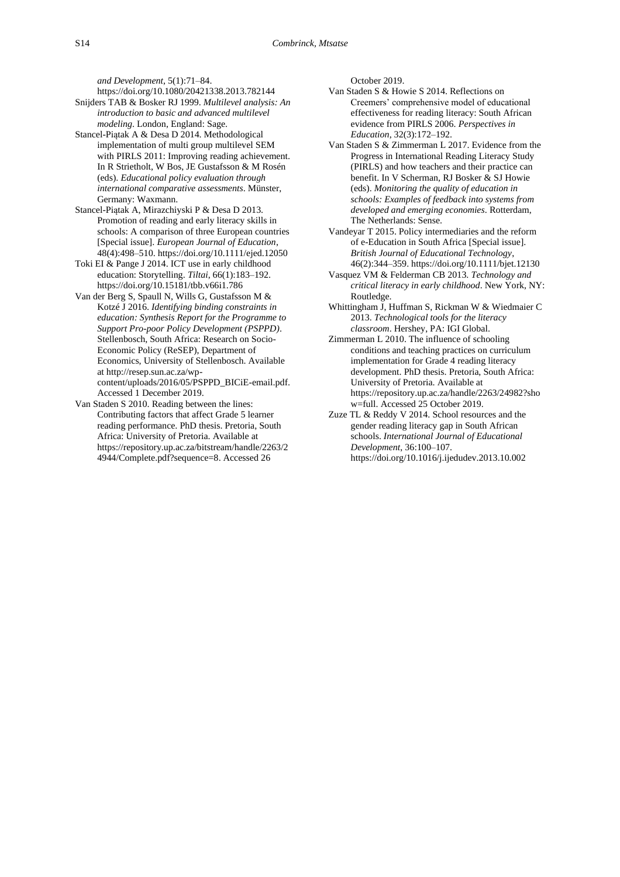*and Development*, 5(1):71–84. https://doi.org/10.1080/20421338.2013.782144

Snijders TAB & Bosker RJ 1999. *Multilevel analysis: An introduction to basic and advanced multilevel modeling*. London, England: Sage.

Stancel-Piątak A & Desa D 2014. Methodological implementation of multi group multilevel SEM with PIRLS 2011: Improving reading achievement. In R Strietholt, W Bos, JE Gustafsson & M Rosén (eds). *Educational policy evaluation through international comparative assessments*. Münster, Germany: Waxmann.

Stancel-Piątak A, Mirazchiyski P & Desa D 2013. Promotion of reading and early literacy skills in schools: A comparison of three European countries [Special issue]. *European Journal of Education*, 48(4):498–510. https://doi.org/10.1111/ejed.12050

Toki EI & Pange J 2014. ICT use in early childhood education: Storytelling. *Tiltai*, 66(1):183–192. https://doi.org/10.15181/tbb.v66i1.786

Van der Berg S, Spaull N, Wills G, Gustafsson M & Kotzé J 2016. *Identifying binding constraints in education: Synthesis Report for the Programme to Support Pro-poor Policy Development (PSPPD)*. Stellenbosch, South Africa: Research on Socio-Economic Policy (ReSEP), Department of Economics, University of Stellenbosch. Available at http://resep.sun.ac.za/wp-content/uploads/2016/05/PSPPD_BICiE-email.pdf. Accessed 1 December 2019.

Van Staden S 2010. Reading between the lines: Contributing factors that affect Grade 5 learner reading performance. PhD thesis. Pretoria, South Africa: University of Pretoria. Available at https://repository.up.ac.za/bitstream/handle/2263/24944/Complete.pdf?sequence=8. Accessed 26 October 2019.

Van Staden S & Howie S 2014. Reflections on Creemers' comprehensive model of educational effectiveness for reading literacy: South African evidence from PIRLS 2006. *Perspectives in Education*, 32(3):172–192.

Van Staden S & Zimmerman L 2017. Evidence from the Progress in International Reading Literacy Study (PIRLS) and how teachers and their practice can benefit. In V Scherman, RJ Bosker & SJ Howie (eds). *Monitoring the quality of education in schools: Examples of feedback into systems from developed and emerging economies*. Rotterdam, The Netherlands: Sense.

Vandeyar T 2015. Policy intermediaries and the reform of e-Education in South Africa [Special issue]. *British Journal of Educational Technology*, 46(2):344–359. https://doi.org/10.1111/bjet.12130

Vasquez VM & Felderman CB 2013. *Technology and critical literacy in early childhood*. New York, NY: Routledge.

Whittingham J, Huffman S, Rickman W & Wiedmaier C 2013. *Technological tools for the literacy classroom*. Hershey, PA: IGI Global.

Zimmerman L 2010. The influence of schooling conditions and teaching practices on curriculum implementation for Grade 4 reading literacy development. PhD thesis. Pretoria, South Africa: University of Pretoria. Available at https://repository.up.ac.za/handle/2263/24982?show=full. Accessed 25 October 2019.

Zuze TL & Reddy V 2014. School resources and the gender reading literacy gap in South African schools. *International Journal of Educational Development*, 36:100–107. https://doi.org/10.1016/j.ijedudev.2013.10.002